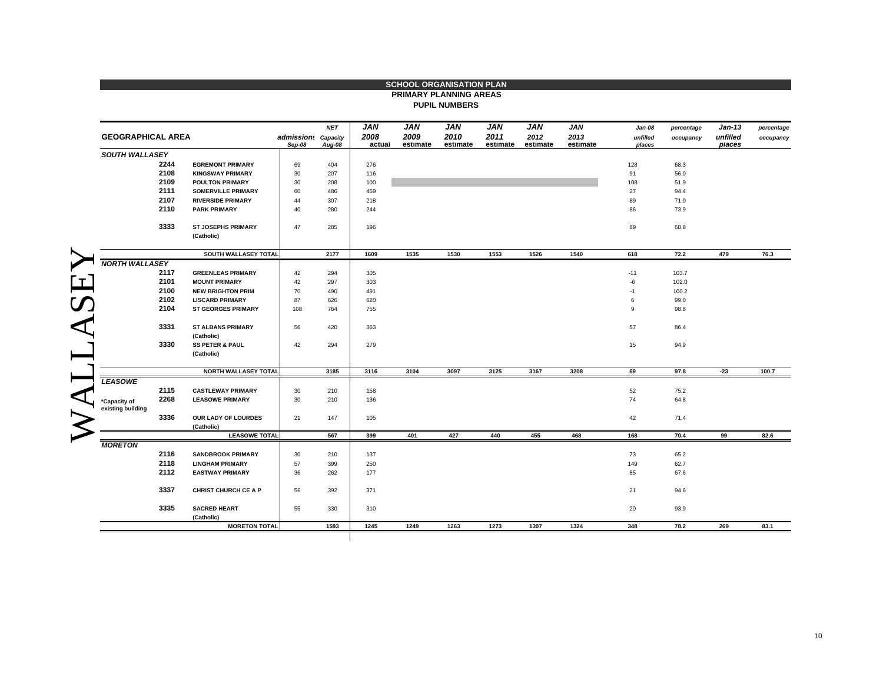# SCHOOL ORGANISATION PLAN

## PRIMARY PLANNING AREAS

### PUPIL NUMBERS

WALLASEY

| GEOGRAPHICAL AREA | | | admissions Sep-08 | NET Capacity Aug-08 | JAN 2008 actual | JAN 2009 estimate | JAN 2010 estimate | JAN 2011 estimate | JAN 2012 estimate | JAN 2013 estimate | Jan-08 unfilled places | percentage occupancy | Jan-13 unfilled places | percentage occupancy |
|---|---|---|---|---|---|---|---|---|---|---|---|---|---|---|
| *SOUTH WALLASEY* | | | | | | | | | | | | | | |
| | 2244 | EGREMONT PRIMARY | 69 | 404 | 276 | | | | | | 128 | 68.3 | | |
| | 2108 | KINGSWAY PRIMARY | 30 | 207 | 116 | | | | | | 91 | 56.0 | | |
| | 2109 | POULTON PRIMARY | 30 | 208 | 100 | | | | | | 108 | 51.9 | | |
| | 2111 | SOMERVILLE PRIMARY | 60 | 486 | 459 | | | | | | 27 | 94.4 | | |
| | 2107 | RIVERSIDE PRIMARY | 44 | 307 | 218 | | | | | | 89 | 71.0 | | |
| | 2110 | PARK PRIMARY | 40 | 280 | 244 | | | | | | 86 | 73.9 | | |
| | 3333 | ST JOSEPHS PRIMARY (Catholic) | 47 | 285 | 196 | | | | | | 89 | 68.8 | | |
| | | SOUTH WALLASEY TOTAL | | 2177 | 1609 | 1535 | 1530 | 1553 | 1526 | 1540 | 618 | 72.2 | 479 | 76.3 |
| *NORTH WALLASEY* | | | | | | | | | | | | | | |
| | 2117 | GREENLEAS PRIMARY | 42 | 294 | 305 | | | | | | -11 | 103.7 | | |
| | 2101 | MOUNT PRIMARY | 42 | 297 | 303 | | | | | | -6 | 102.0 | | |
| | 2100 | NEW BRIGHTON PRIM | 70 | 490 | 491 | | | | | | -1 | 100.2 | | |
| | 2102 | LISCARD PRIMARY | 87 | 626 | 620 | | | | | | 6 | 99.0 | | |
| | 2104 | ST GEORGES PRIMARY | 108 | 764 | 755 | | | | | | 9 | 98.8 | | |
| | 3331 | ST ALBANS PRIMARY (Catholic) | 56 | 420 | 363 | | | | | | 57 | 86.4 | | |
| | 3330 | SS PETER & PAUL (Catholic) | 42 | 294 | 279 | | | | | | 15 | 94.9 | | |
| | | NORTH WALLASEY TOTAL | | 3185 | 3116 | 3104 | 3097 | 3125 | 3167 | 3208 | 69 | 97.8 | -23 | 100.7 |
| *LEASOWE* | | | | | | | | | | | | | | |
| | 2115 | CASTLEWAY PRIMARY | 30 | 210 | 158 | | | | | | 52 | 75.2 | | |
| *Capacity of existing building | 2268 | LEASOWE PRIMARY | 30 | 210 | 136 | | | | | | 74 | 64.8 | | |
| | 3336 | OUR LADY OF LOURDES (Catholic) | 21 | 147 | 105 | | | | | | 42 | 71.4 | | |
| | | LEASOWE TOTAL | | 567 | 399 | 401 | 427 | 440 | 455 | 468 | 168 | 70.4 | 99 | 82.6 |
| *MORETON* | | | | | | | | | | | | | | |
| | 2116 | SANDBROOK PRIMARY | 30 | 210 | 137 | | | | | | 73 | 65.2 | | |
| | 2118 | LINGHAM PRIMARY | 57 | 399 | 250 | | | | | | 149 | 62.7 | | |
| | 2112 | EASTWAY PRIMARY | 36 | 262 | 177 | | | | | | 85 | 67.6 | | |
| | 3337 | CHRIST CHURCH CE A P | 56 | 392 | 371 | | | | | | 21 | 94.6 | | |
| | 3335 | SACRED HEART (Catholic) | 55 | 330 | 310 | | | | | | 20 | 93.9 | | |
| | | MORETON TOTAL | | 1593 | 1245 | 1249 | 1263 | 1273 | 1307 | 1324 | 348 | 78.2 | 269 | 83.1 |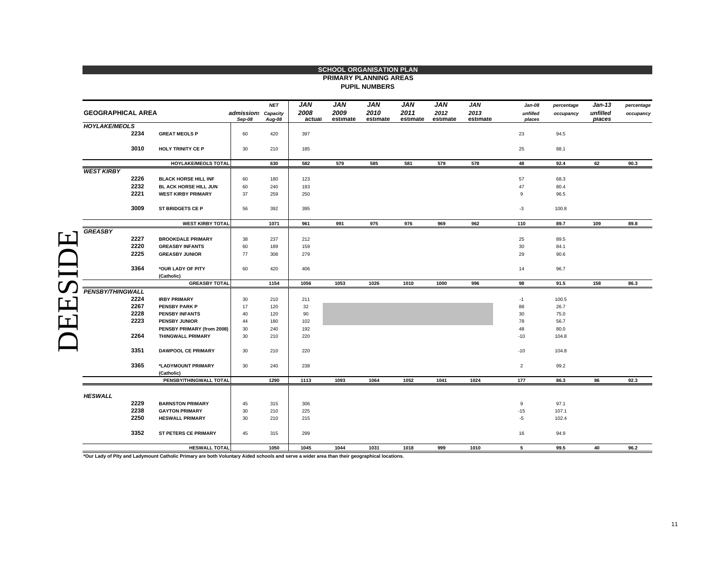# SCHOOL ORGANISATION PLAN

## PRIMARY PLANNING AREAS

### PUPIL NUMBERS

DEESIDE

| GEOGRAPHICAL AREA | | | admissions Sep-08 | NET Capacity Aug-08 | JAN 2008 actual | JAN 2009 estimate | JAN 2010 estimate | JAN 2011 estimate | JAN 2012 estimate | JAN 2013 estimate | Jan-08 unfilled places | percentage occupancy | Jan-13 unfilled places | percentage occupancy |
|---|---|---|---|---|---|---|---|---|---|---|---|---|---|---|
| *HOYLAKE/MEOLS* | | | | | | | | | | | | | | |
| | 2234 | GREAT MEOLS P | 60 | 420 | 397 | | | | | | 23 | 94.5 | | |
| | 3010 | HOLY TRINITY CE P | 30 | 210 | 185 | | | | | | 25 | 88.1 | | |
| | | HOYLAKE/MEOLS TOTAL | | 630 | 582 | 579 | 585 | 581 | 579 | 578 | 48 | 92.4 | 62 | 90.3 |
| *WEST KIRBY* | | | | | | | | | | | | | | |
| | 2226 | BLACK HORSE HILL INF | 60 | 180 | 123 | | | | | | 57 | 68.3 | | |
| | 2232 | BL ACK HORSE HILL JUN | 60 | 240 | 193 | | | | | | 47 | 80.4 | | |
| | 2221 | WEST KIRBY PRIMARY | 37 | 259 | 250 | | | | | | 9 | 96.5 | | |
| | 3009 | ST BRIDGETS CE P | 56 | 392 | 395 | | | | | | -3 | 100.8 | | |
| | | WEST KIRBY TOTAL | | 1071 | 961 | 991 | 975 | 976 | 969 | 962 | 110 | 89.7 | 109 | 89.8 |
| *GREASBY* | | | | | | | | | | | | | | |
| | 2227 | BROOKDALE PRIMARY | 38 | 237 | 212 | | | | | | 25 | 89.5 | | |
| | 2220 | GREASBY INFANTS | 60 | 189 | 159 | | | | | | 30 | 84.1 | | |
| | 2225 | GREASBY JUNIOR | 77 | 308 | 279 | | | | | | 29 | 90.6 | | |
| | 3364 | *OUR LADY OF PITY (Catholic) | 60 | 420 | 406 | | | | | | 14 | 96.7 | | |
| | | GREASBY TOTAL | | 1154 | 1056 | 1053 | 1026 | 1010 | 1000 | 996 | 98 | 91.5 | 158 | 86.3 |
| *PENSBY/THINGWALL* | | | | | | | | | | | | | | |
| | 2224 | IRBY PRIMARY | 30 | 210 | 211 | | | | | | -1 | 100.5 | | |
| | 2267 | PENSBY PARK P | 17 | 120 | 32 | | | | | | 88 | 26.7 | | |
| | 2228 | PENSBY INFANTS | 40 | 120 | 90 | | | | | | 30 | 75.0 | | |
| | 2223 | PENSBY JUNIOR | 44 | 180 | 102 | | | | | | 78 | 56.7 | | |
| | | PENSBY PRIMARY (from 2008) | 30 | 240 | 192 | | | | | | 48 | 80.0 | | |
| | 2264 | THINGWALL PRIMARY | 30 | 210 | 220 | | | | | | -10 | 104.8 | | |
| | 3351 | DAWPOOL CE PRIMARY | 30 | 210 | 220 | | | | | | -10 | 104.8 | | |
| | 3365 | *LADYMOUNT PRIMARY (Catholic) | 30 | 240 | 238 | | | | | | 2 | 99.2 | | |
| | | PENSBY/THINGWALL TOTAL | | 1290 | 1113 | 1093 | 1064 | 1052 | 1041 | 1024 | 177 | 86.3 | 86 | 92.3 |
| *HESWALL* | | | | | | | | | | | | | | |
| | 2229 | BARNSTON PRIMARY | 45 | 315 | 306 | | | | | | 9 | 97.1 | | |
| | 2238 | GAYTON PRIMARY | 30 | 210 | 225 | | | | | | -15 | 107.1 | | |
| | 2250 | HESWALL PRIMARY | 30 | 210 | 215 | | | | | | -5 | 102.4 | | |
| | 3352 | ST PETERS CE PRIMARY | 45 | 315 | 299 | | | | | | 16 | 94.9 | | |
| | | HESWALL TOTAL | | 1050 | 1045 | 1044 | 1031 | 1018 | 999 | 1010 | 5 | 99.5 | 40 | 96.2 |

*Our Lady of Pity and Ladymount Catholic Primary are both Voluntary Aided schools and serve a wider area than their geographical locations.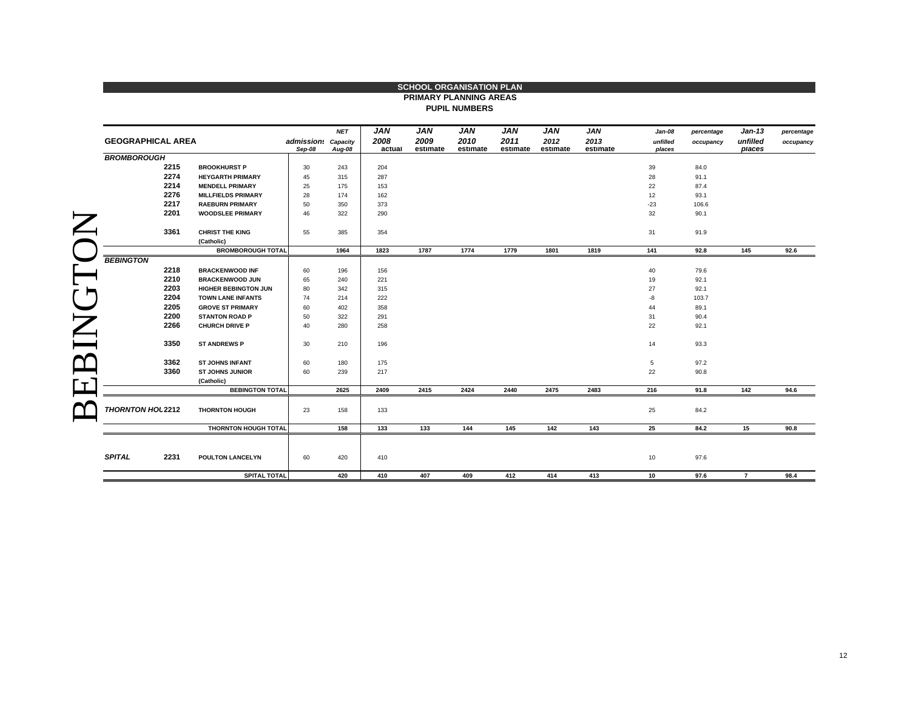# SCHOOL ORGANISATION PLAN

## PRIMARY PLANNING AREAS

### PUPIL NUMBERS

BEBINGTON

| GEOGRAPHICAL AREA | | | admissions Sep-08 | NET Capacity Aug-08 | JAN 2008 actual | JAN 2009 estimate | JAN 2010 estimate | JAN 2011 estimate | JAN 2012 estimate | JAN 2013 estimate | Jan-08 unfilled places | percentage occupancy | Jan-13 unfilled places | percentage occupancy |
|---|---|---|---|---|---|---|---|---|---|---|---|---|---|---|
| *BROMBOROUGH* | | | | | | | | | | | | | | |
| | 2215 | BROOKHURST P | 30 | 243 | 204 | | | | | | 39 | 84.0 | | |
| | 2274 | HEYGARTH PRIMARY | 45 | 315 | 287 | | | | | | 28 | 91.1 | | |
| | 2214 | MENDELL PRIMARY | 25 | 175 | 153 | | | | | | 22 | 87.4 | | |
| | 2276 | MILLFIELDS PRIMARY | 28 | 174 | 162 | | | | | | 12 | 93.1 | | |
| | 2217 | RAEBURN PRIMARY | 50 | 350 | 373 | | | | | | -23 | 106.6 | | |
| | 2201 | WOODSLEE PRIMARY | 46 | 322 | 290 | | | | | | 32 | 90.1 | | |
| | 3361 | CHRIST THE KING (Catholic) | 55 | 385 | 354 | | | | | | 31 | 91.9 | | |
| | | **BROMBOROUGH TOTAL** | | **1964** | **1823** | **1787** | **1774** | **1779** | **1801** | **1819** | **141** | **92.8** | **145** | **92.6** |
| *BEBINGTON* | | | | | | | | | | | | | | |
| | 2218 | BRACKENWOOD INF | 60 | 196 | 156 | | | | | | 40 | 79.6 | | |
| | 2210 | BRACKENWOOD JUN | 65 | 240 | 221 | | | | | | 19 | 92.1 | | |
| | 2203 | HIGHER BEBINGTON JUN | 80 | 342 | 315 | | | | | | 27 | 92.1 | | |
| | 2204 | TOWN LANE INFANTS | 74 | 214 | 222 | | | | | | -8 | 103.7 | | |
| | 2205 | GROVE ST PRIMARY | 60 | 402 | 358 | | | | | | 44 | 89.1 | | |
| | 2200 | STANTON ROAD P | 50 | 322 | 291 | | | | | | 31 | 90.4 | | |
| | 2266 | CHURCH DRIVE P | 40 | 280 | 258 | | | | | | 22 | 92.1 | | |
| | 3350 | ST ANDREWS P | 30 | 210 | 196 | | | | | | 14 | 93.3 | | |
| | 3362 | ST JOHNS INFANT | 60 | 180 | 175 | | | | | | 5 | 97.2 | | |
| | 3360 | ST JOHNS JUNIOR (Catholic) | 60 | 239 | 217 | | | | | | 22 | 90.8 | | |
| | | **BEBINGTON TOTAL** | | **2625** | **2409** | **2415** | **2424** | **2440** | **2475** | **2483** | **216** | **91.8** | **142** | **94.6** |
| *THORNTON HOUGH* | 2212 | THORNTON HOUGH | 23 | 158 | 133 | | | | | | 25 | 84.2 | | |
| | | **THORNTON HOUGH TOTAL** | | **158** | **133** | **133** | **144** | **145** | **142** | **143** | **25** | **84.2** | **15** | **90.8** |
| *SPITAL* | 2231 | POULTON LANCELYN | 60 | 420 | 410 | | | | | | 10 | 97.6 | | |
| | | **SPITAL TOTAL** | | **420** | **410** | **407** | **409** | **412** | **414** | **413** | **10** | **97.6** | **7** | **98.4** |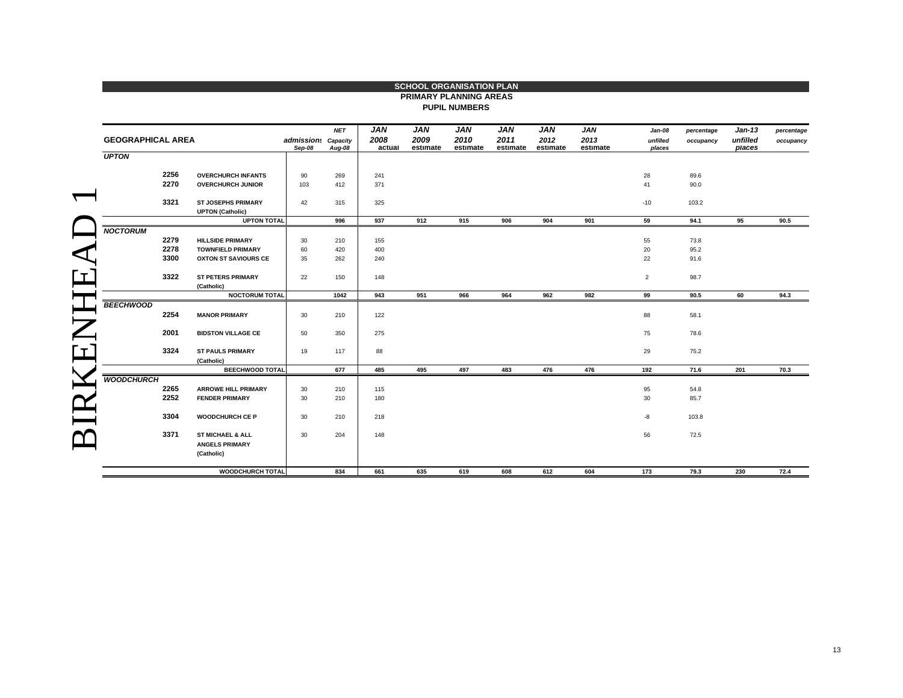# BIRKENHEAD 1

## SCHOOL ORGANISATION PLAN
### PRIMARY PLANNING AREAS
### PUPIL NUMBERS

| GEOGRAPHICAL AREA | | | admissions Sep-08 | NET Capacity Aug-08 | JAN 2008 actual | JAN 2009 estimate | JAN 2010 estimate | JAN 2011 estimate | JAN 2012 estimate | JAN 2013 estimate | Jan-08 unfilled places | percentage occupancy | Jan-13 unfilled places | percentage occupancy |
|---|---|---|---|---|---|---|---|---|---|---|---|---|---|---|
| ***UPTON*** | | | | | | | | | | | | | | |
| | 2256 | OVERCHURCH INFANTS | 90 | 269 | 241 | | | | | | 28 | 89.6 | | |
| | 2270 | OVERCHURCH JUNIOR | 103 | 412 | 371 | | | | | | 41 | 90.0 | | |
| | 3321 | ST JOSEPHS PRIMARY UPTON (Catholic) | 42 | 315 | 325 | | | | | | -10 | 103.2 | | |
| | | **UPTON TOTAL** | | **996** | **937** | **912** | **915** | **906** | **904** | **901** | **59** | **94.1** | **95** | **90.5** |
| ***NOCTORUM*** | | | | | | | | | | | | | | |
| | 2279 | HILLSIDE PRIMARY | 30 | 210 | 155 | | | | | | 55 | 73.8 | | |
| | 2278 | TOWNFIELD PRIMARY | 60 | 420 | 400 | | | | | | 20 | 95.2 | | |
| | 3300 | OXTON ST SAVIOURS CE | 35 | 262 | 240 | | | | | | 22 | 91.6 | | |
| | 3322 | ST PETERS PRIMARY (Catholic) | 22 | 150 | 148 | | | | | | 2 | 98.7 | | |
| | | **NOCTORUM TOTAL** | | **1042** | **943** | **951** | **966** | **964** | **962** | **982** | **99** | **90.5** | **60** | **94.3** |
| ***BEECHWOOD*** | | | | | | | | | | | | | | |
| | 2254 | MANOR PRIMARY | 30 | 210 | 122 | | | | | | 88 | 58.1 | | |
| | 2001 | BIDSTON VILLAGE CE | 50 | 350 | 275 | | | | | | 75 | 78.6 | | |
| | 3324 | ST PAULS PRIMARY (Catholic) | 19 | 117 | 88 | | | | | | 29 | 75.2 | | |
| | | **BEECHWOOD TOTAL** | | **677** | **485** | **495** | **497** | **483** | **476** | **476** | **192** | **71.6** | **201** | **70.3** |
| ***WOODCHURCH*** | | | | | | | | | | | | | | |
| | 2265 | ARROWE HILL PRIMARY | 30 | 210 | 115 | | | | | | 95 | 54.8 | | |
| | 2252 | FENDER PRIMARY | 30 | 210 | 180 | | | | | | 30 | 85.7 | | |
| | 3304 | WOODCHURCH CE P | 30 | 210 | 218 | | | | | | -8 | 103.8 | | |
| | 3371 | ST MICHAEL & ALL ANGELS PRIMARY (Catholic) | 30 | 204 | 148 | | | | | | 56 | 72.5 | | |
| | | **WOODCHURCH TOTAL** | | **834** | **661** | **635** | **619** | **608** | **612** | **604** | **173** | **79.3** | **230** | **72.4** |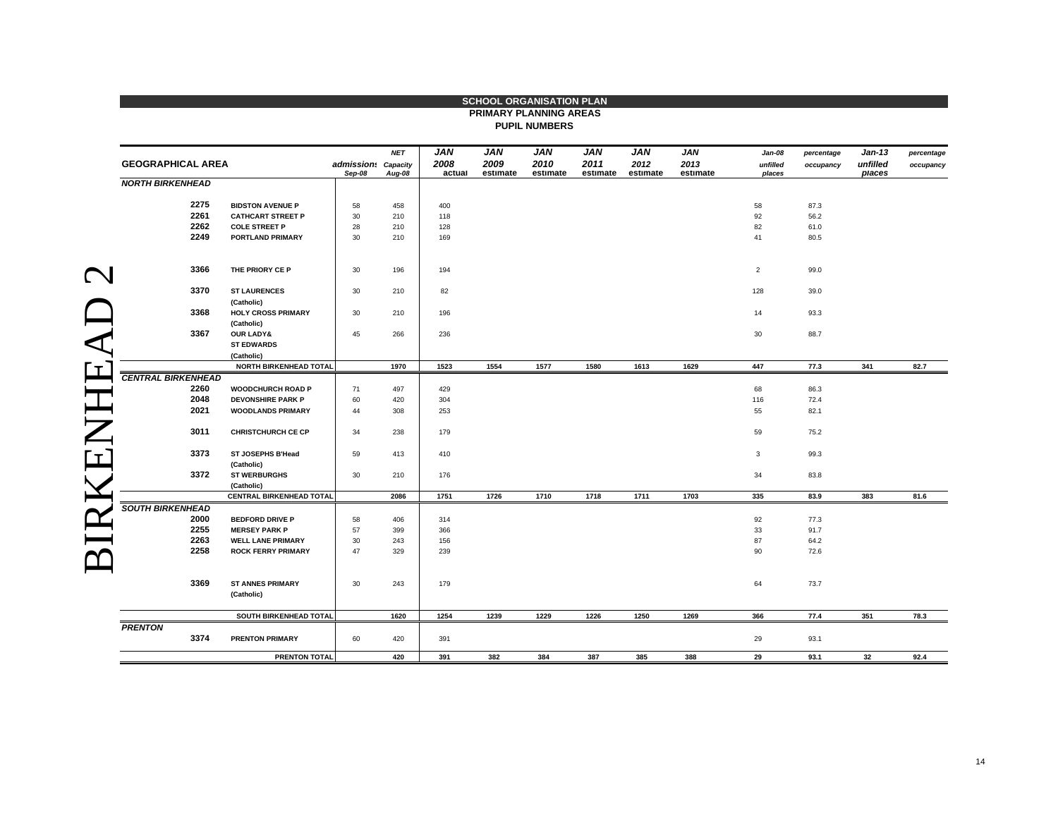# SCHOOL ORGANISATION PLAN

## PRIMARY PLANNING AREAS

### PUPIL NUMBERS

BIRKENHEAD 2

| GEOGRAPHICAL AREA | | admissions Sep-08 | NET Capacity Aug-08 | JAN 2008 actual | JAN 2009 estimate | JAN 2010 estimate | JAN 2011 estimate | JAN 2012 estimate | JAN 2013 estimate | Jan-08 unfilled places | percentage occupancy | Jan-13 unfilled places | percentage occupancy |
|---|---|---|---|---|---|---|---|---|---|---|---|---|---|
| *NORTH BIRKENHEAD* | | | | | | | | | | | | | |
| 2275 | BIDSTON AVENUE P | 58 | 458 | 400 | | | | | | 58 | 87.3 | | |
| 2261 | CATHCART STREET P | 30 | 210 | 118 | | | | | | 92 | 56.2 | | |
| 2262 | COLE STREET P | 28 | 210 | 128 | | | | | | 82 | 61.0 | | |
| 2249 | PORTLAND PRIMARY | 30 | 210 | 169 | | | | | | 41 | 80.5 | | |
| 3366 | THE PRIORY CE P | 30 | 196 | 194 | | | | | | 2 | 99.0 | | |
| 3370 | ST LAURENCES (Catholic) | 30 | 210 | 82 | | | | | | 128 | 39.0 | | |
| 3368 | HOLY CROSS PRIMARY (Catholic) | 30 | 210 | 196 | | | | | | 14 | 93.3 | | |
| 3367 | OUR LADY& ST EDWARDS (Catholic) | 45 | 266 | 236 | | | | | | 30 | 88.7 | | |
| | NORTH BIRKENHEAD TOTAL | | 1970 | 1523 | 1554 | 1577 | 1580 | 1613 | 1629 | 447 | 77.3 | 341 | 82.7 |
| *CENTRAL BIRKENHEAD* | | | | | | | | | | | | | |
| 2260 | WOODCHURCH ROAD P | 71 | 497 | 429 | | | | | | 68 | 86.3 | | |
| 2048 | DEVONSHIRE PARK P | 60 | 420 | 304 | | | | | | 116 | 72.4 | | |
| 2021 | WOODLANDS PRIMARY | 44 | 308 | 253 | | | | | | 55 | 82.1 | | |
| 3011 | CHRISTCHURCH CE CP | 34 | 238 | 179 | | | | | | 59 | 75.2 | | |
| 3373 | ST JOSEPHS B'Head (Catholic) | 59 | 413 | 410 | | | | | | 3 | 99.3 | | |
| 3372 | ST WERBURGHS (Catholic) | 30 | 210 | 176 | | | | | | 34 | 83.8 | | |
| | CENTRAL BIRKENHEAD TOTAL | | 2086 | 1751 | 1726 | 1710 | 1718 | 1711 | 1703 | 335 | 83.9 | 383 | 81.6 |
| *SOUTH BIRKENHEAD* | | | | | | | | | | | | | |
| 2000 | BEDFORD DRIVE P | 58 | 406 | 314 | | | | | | 92 | 77.3 | | |
| 2255 | MERSEY PARK P | 57 | 399 | 366 | | | | | | 33 | 91.7 | | |
| 2263 | WELL LANE PRIMARY | 30 | 243 | 156 | | | | | | 87 | 64.2 | | |
| 2258 | ROCK FERRY PRIMARY | 47 | 329 | 239 | | | | | | 90 | 72.6 | | |
| 3369 | ST ANNES PRIMARY (Catholic) | 30 | 243 | 179 | | | | | | 64 | 73.7 | | |
| | SOUTH BIRKENHEAD TOTAL | | 1620 | 1254 | 1239 | 1229 | 1226 | 1250 | 1269 | 366 | 77.4 | 351 | 78.3 |
| *PRENTON* | | | | | | | | | | | | | |
| 3374 | PRENTON PRIMARY | 60 | 420 | 391 | | | | | | 29 | 93.1 | | |
| | PRENTON TOTAL | | 420 | 391 | 382 | 384 | 387 | 385 | 388 | 29 | 93.1 | 32 | 92.4 |